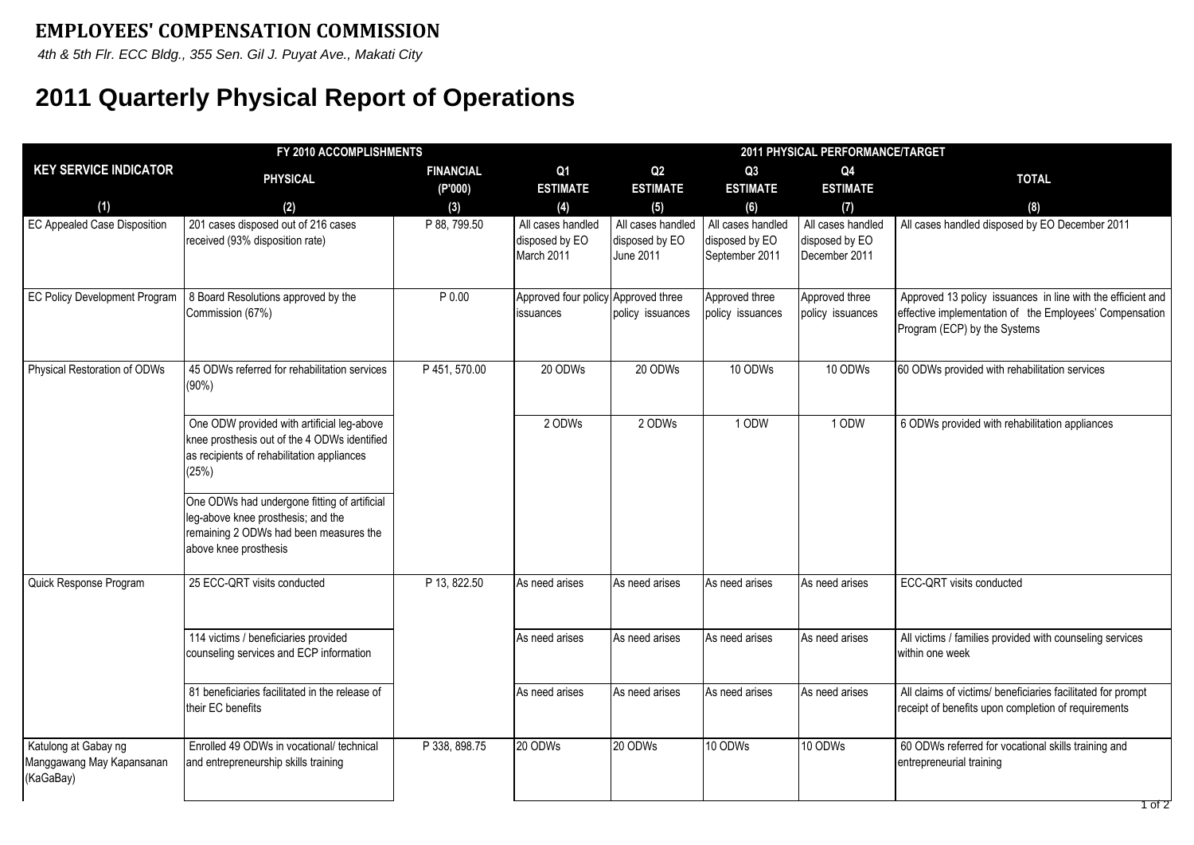# EMPLOYEES' COMPENSATION COMMISSION

*4th & 5th Flr. ECC Bldg., 355 Sen. Gil J. Puyat Ave., Makati City*

# 2011 Quarterly Physical Report of Operations

| KEY SERVICE INDICATOR | FY 2010 ACCOMPLISHMENTS | | 2011 PHYSICAL PERFORMANCE/TARGET | | | | |
|---|---|---|---|---|---|---|---|
| | PHYSICAL | FINANCIAL (P'000) | Q1 ESTIMATE | Q2 ESTIMATE | Q3 ESTIMATE | Q4 ESTIMATE | TOTAL |
| (1) | (2) | (3) | (4) | (5) | (6) | (7) | (8) |
| EC Appealed Case Disposition | 201 cases disposed out of 216 cases received (93% disposition rate) | P 88, 799.50 | All cases handled disposed by EO March 2011 | All cases handled disposed by EO June 2011 | All cases handled disposed by EO September 2011 | All cases handled disposed by EO December 2011 | All cases handled disposed by EO December 2011 |
| EC Policy Development Program | 8 Board Resolutions approved by the Commission (67%) | P 0.00 | Approved four policy issuances | Approved three policy issuances | Approved three policy issuances | Approved three policy issuances | Approved 13 policy issuances in line with the efficient and effective implementation of the Employees' Compensation Program (ECP) by the Systems |
| Physical Restoration of ODWs | 45 ODWs referred for rehabilitation services (90%) | P 451, 570.00 | 20 ODWs | 20 ODWs | 10 ODWs | 10 ODWs | 60 ODWs provided with rehabilitation services |
| | One ODW provided with artificial leg-above knee prosthesis out of the 4 ODWs identified as recipients of rehabilitation appliances (25%)<br><br>One ODWs had undergone fitting of artificial leg-above knee prosthesis; and the remaining 2 ODWs had been measures the above knee prosthesis | | 2 ODWs | 2 ODWs | 1 ODW | 1 ODW | 6 ODWs provided with rehabilitation appliances |
| Quick Response Program | 25 ECC-QRT visits conducted | P 13, 822.50 | As need arises | As need arises | As need arises | As need arises | ECC-QRT visits conducted |
| | 114 victims / beneficiaries provided counseling services and ECP information | | As need arises | As need arises | As need arises | As need arises | All victims / families provided with counseling services within one week |
| | 81 beneficiaries facilitated in the release of their EC benefits | | As need arises | As need arises | As need arises | As need arises | All claims of victims/ beneficiaries facilitated for prompt receipt of benefits upon completion of requirements |
| Katulong at Gabay ng Manggawang May Kapansanan (KaGaBay) | Enrolled 49 ODWs in vocational/ technical and entrepreneurship skills training | P 338, 898.75 | 20 ODWs | 20 ODWs | 10 ODWs | 10 ODWs | 60 ODWs referred for vocational skills training and entrepreneurial training |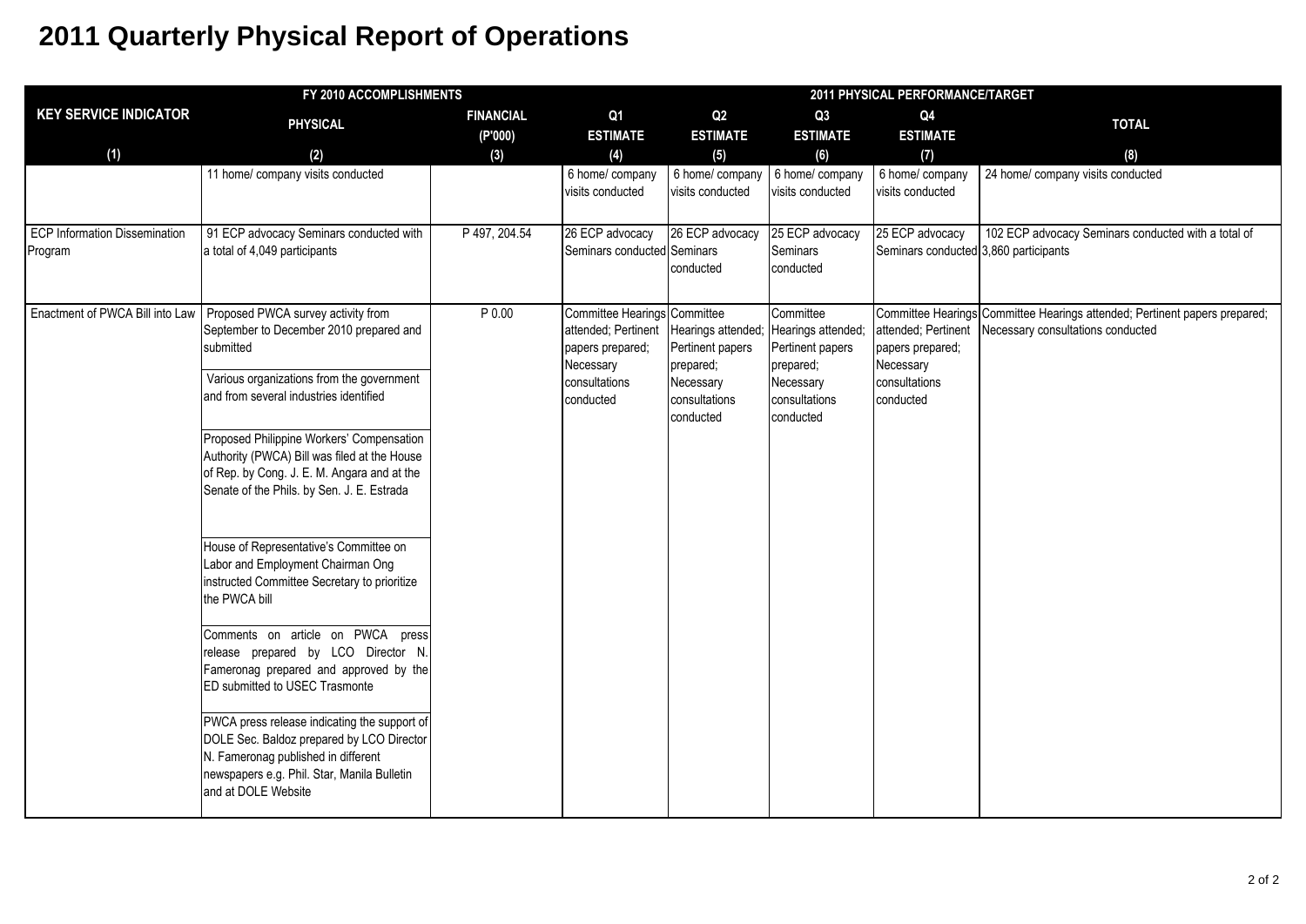# 2011 Quarterly Physical Report of Operations

| KEY SERVICE INDICATOR | FY 2010 ACCOMPLISHMENTS | | 2011 PHYSICAL PERFORMANCE/TARGET | | | | |
|---|---|---|---|---|---|---|---|
| | PHYSICAL | FINANCIAL (P'000) | Q1 ESTIMATE | Q2 ESTIMATE | Q3 ESTIMATE | Q4 ESTIMATE | TOTAL |
| (1) | (2) | (3) | (4) | (5) | (6) | (7) | (8) |
| | 11 home/ company visits conducted | | 6 home/ company visits conducted | 6 home/ company visits conducted | 6 home/ company visits conducted | 6 home/ company visits conducted | 24 home/ company visits conducted |
| ECP Information Dissemination Program | 91 ECP advocacy Seminars conducted with a total of 4,049 participants | P 497, 204.54 | 26 ECP advocacy Seminars conducted | 26 ECP advocacy Seminars conducted | 25 ECP advocacy Seminars conducted | 25 ECP advocacy Seminars conducted | 102 ECP advocacy Seminars conducted with a total of 3,860 participants |
| Enactment of PWCA Bill into Law | Proposed PWCA survey activity from September to December 2010 prepared and submitted | P 0.00 | Committee Hearings attended; Pertinent papers prepared; Necessary consultations conducted | Committee Hearings attended; Pertinent papers prepared; Necessary consultations conducted | Committee Hearings attended; Pertinent papers prepared; Necessary consultations conducted | Committee Hearings attended; Pertinent papers prepared; Necessary consultations conducted | Committee Hearings attended; Pertinent papers prepared; Necessary consultations conducted |
| | Various organizations from the government and from several industries identified | | | | | | |
| | Proposed Philippine Workers' Compensation Authority (PWCA) Bill was filed at the House of Rep. by Cong. J. E. M. Angara and at the Senate of the Phils. by Sen. J. E. Estrada | | | | | | |
| | House of Representative's Committee on Labor and Employment Chairman Ong instructed Committee Secretary to prioritize the PWCA bill | | | | | | |
| | Comments on article on PWCA press release prepared by LCO Director N. Fameronag prepared and approved by the ED submitted to USEC Trasmonte | | | | | | |
| | PWCA press release indicating the support of DOLE Sec. Baldoz prepared by LCO Director N. Fameronag published in different newspapers e.g. Phil. Star, Manila Bulletin and at DOLE Website | | | | | | |